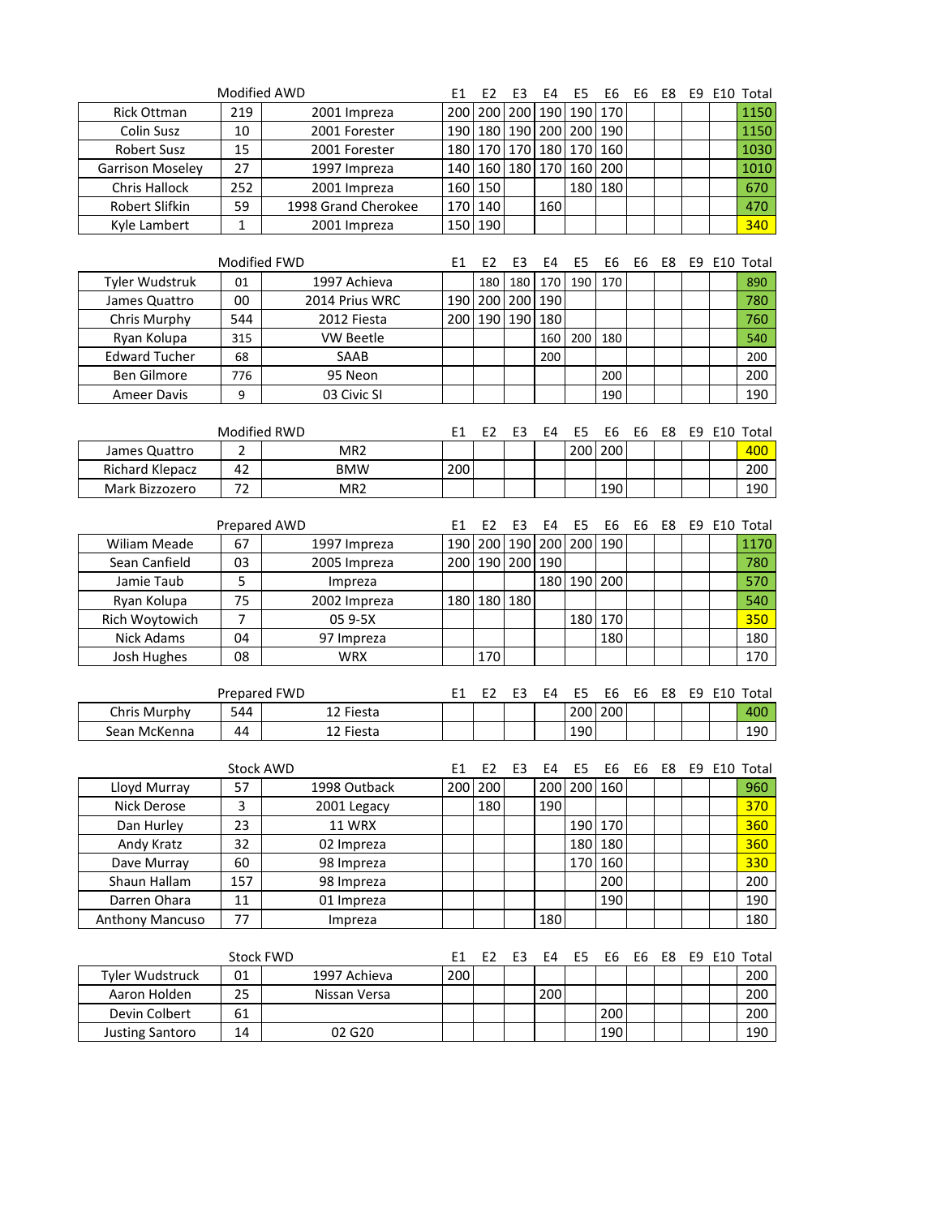| Modified AWD | | | E1 | E2 | E3 | E4 | E5 | E6 | E6 | E8 | E9 | E10 | Total |
|---|---|---|---|---|---|---|---|---|---|---|---|---|---|
| Rick Ottman | 219 | 2001 Impreza | 200 | 200 | 200 | 190 | 190 | 170 | | | | | 1150 |
| Colin Susz | 10 | 2001 Forester | 190 | 180 | 190 | 200 | 200 | 190 | | | | | 1150 |
| Robert Susz | 15 | 2001 Forester | 180 | 170 | 170 | 180 | 170 | 160 | | | | | 1030 |
| Garrison Moseley | 27 | 1997 Impreza | 140 | 160 | 180 | 170 | 160 | 200 | | | | | 1010 |
| Chris Hallock | 252 | 2001 Impreza | 160 | 150 | | | 180 | 180 | | | | | 670 |
| Robert Slifkin | 59 | 1998 Grand Cherokee | 170 | 140 | | 160 | | | | | | | 470 |
| Kyle Lambert | 1 | 2001 Impreza | 150 | 190 | | | | | | | | | 340 |

| Modified FWD | | | E1 | E2 | E3 | E4 | E5 | E6 | E6 | E8 | E9 | E10 | Total |
|---|---|---|---|---|---|---|---|---|---|---|---|---|---|
| Tyler Wudstruk | 01 | 1997 Achieva | | 180 | 180 | 170 | 190 | 170 | | | | | 890 |
| James Quattro | 00 | 2014 Prius WRC | 190 | 200 | 200 | 190 | | | | | | | 780 |
| Chris Murphy | 544 | 2012 Fiesta | 200 | 190 | 190 | 180 | | | | | | | 760 |
| Ryan Kolupa | 315 | VW Beetle | | | | 160 | 200 | 180 | | | | | 540 |
| Edward Tucher | 68 | SAAB | | | | 200 | | | | | | | 200 |
| Ben Gilmore | 776 | 95 Neon | | | | | | 200 | | | | | 200 |
| Ameer Davis | 9 | 03 Civic SI | | | | | | 190 | | | | | 190 |

| Modified RWD | | | E1 | E2 | E3 | E4 | E5 | E6 | E6 | E8 | E9 | E10 | Total |
|---|---|---|---|---|---|---|---|---|---|---|---|---|---|
| James Quattro | 2 | MR2 | | | | | 200 | 200 | | | | | 400 |
| Richard Klepacz | 42 | BMW | 200 | | | | | | | | | | 200 |
| Mark Bizzozero | 72 | MR2 | | | | | | 190 | | | | | 190 |

| Prepared AWD | | | E1 | E2 | E3 | E4 | E5 | E6 | E6 | E8 | E9 | E10 | Total |
|---|---|---|---|---|---|---|---|---|---|---|---|---|---|
| Wiliam Meade | 67 | 1997 Impreza | 190 | 200 | 190 | 200 | 200 | 190 | | | | | 1170 |
| Sean Canfield | 03 | 2005 Impreza | 200 | 190 | 200 | 190 | | | | | | | 780 |
| Jamie Taub | 5 | Impreza | | | | 180 | 190 | 200 | | | | | 570 |
| Ryan Kolupa | 75 | 2002 Impreza | 180 | 180 | 180 | | | | | | | | 540 |
| Rich Woytowich | 7 | 05 9-5X | | | | | 180 | 170 | | | | | 350 |
| Nick Adams | 04 | 97 Impreza | | | | | | 180 | | | | | 180 |
| Josh Hughes | 08 | WRX | | 170 | | | | | | | | | 170 |

| Prepared FWD | | | E1 | E2 | E3 | E4 | E5 | E6 | E6 | E8 | E9 | E10 | Total |
|---|---|---|---|---|---|---|---|---|---|---|---|---|---|
| Chris Murphy | 544 | 12 Fiesta | | | | | 200 | 200 | | | | | 400 |
| Sean McKenna | 44 | 12 Fiesta | | | | | 190 | | | | | | 190 |

| Stock AWD | | | E1 | E2 | E3 | E4 | E5 | E6 | E6 | E8 | E9 | E10 | Total |
|---|---|---|---|---|---|---|---|---|---|---|---|---|---|
| Lloyd Murray | 57 | 1998 Outback | 200 | 200 | | 200 | 200 | 160 | | | | | 960 |
| Nick Derose | 3 | 2001 Legacy | | 180 | | 190 | | | | | | | 370 |
| Dan Hurley | 23 | 11 WRX | | | | | 190 | 170 | | | | | 360 |
| Andy Kratz | 32 | 02 Impreza | | | | | 180 | 180 | | | | | 360 |
| Dave Murray | 60 | 98 Impreza | | | | | 170 | 160 | | | | | 330 |
| Shaun Hallam | 157 | 98 Impreza | | | | | | 200 | | | | | 200 |
| Darren Ohara | 11 | 01 Impreza | | | | | | 190 | | | | | 190 |
| Anthony Mancuso | 77 | Impreza | | | | 180 | | | | | | | 180 |

| Stock FWD | | | E1 | E2 | E3 | E4 | E5 | E6 | E6 | E8 | E9 | E10 | Total |
|---|---|---|---|---|---|---|---|---|---|---|---|---|---|
| Tyler Wudstruck | 01 | 1997 Achieva | 200 | | | | | | | | | | 200 |
| Aaron Holden | 25 | Nissan Versa | | | | 200 | | | | | | | 200 |
| Devin Colbert | 61 | | | | | | | 200 | | | | | 200 |
| Justing Santoro | 14 | 02 G20 | | | | | | 190 | | | | | 190 |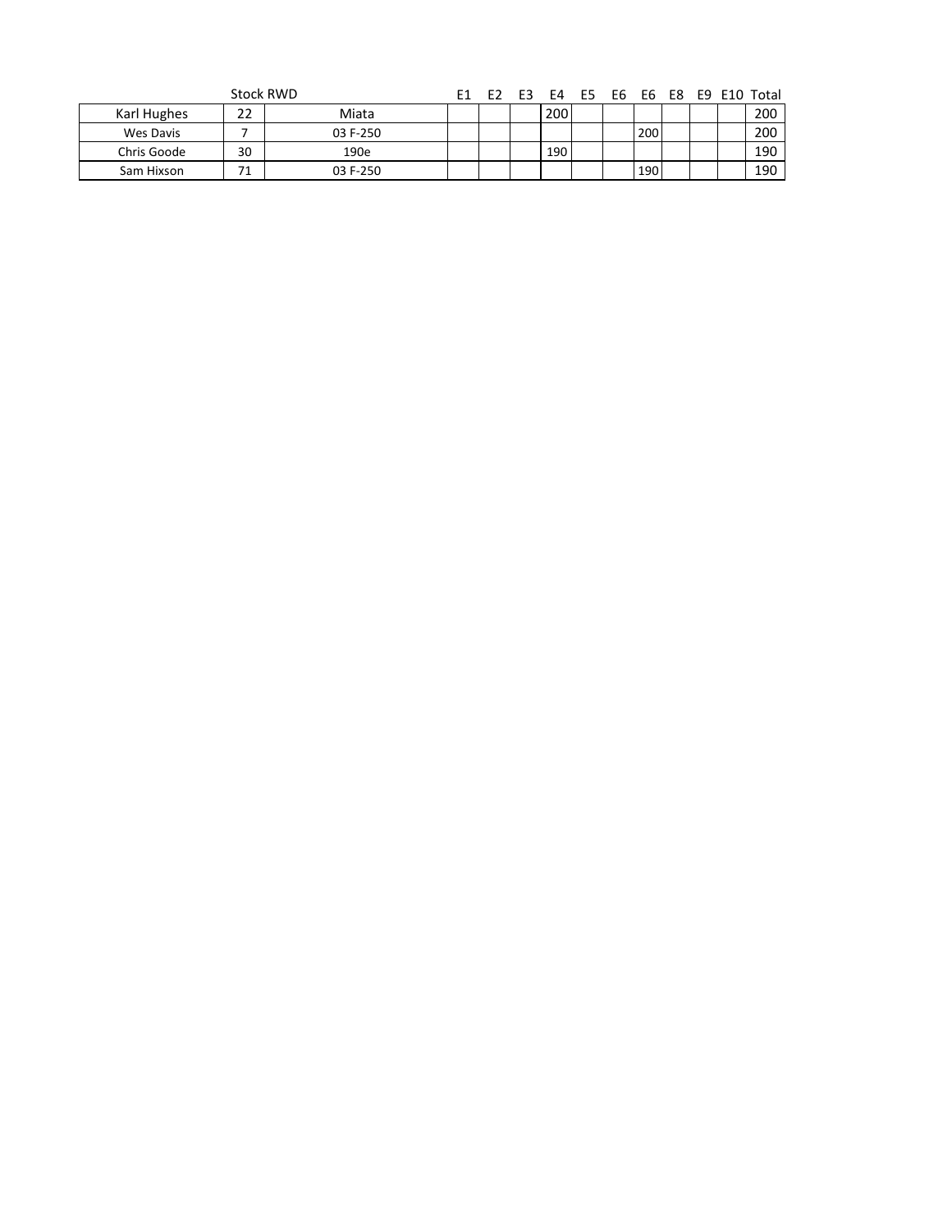| | Stock RWD | | E1 | E2 | E3 | E4 | E5 | E6 | E6 | E8 | E9 | E10 | Total |
|---|---|---|---|---|---|---|---|---|---|---|---|---|---|
| Karl Hughes | 22 | Miata | | | | 200 | | | | | | | 200 |
| Wes Davis | 7 | 03 F-250 | | | | | | | 200 | | | | 200 |
| Chris Goode | 30 | 190e | | | | 190 | | | | | | | 190 |
| Sam Hixson | 71 | 03 F-250 | | | | | | | 190 | | | | 190 |